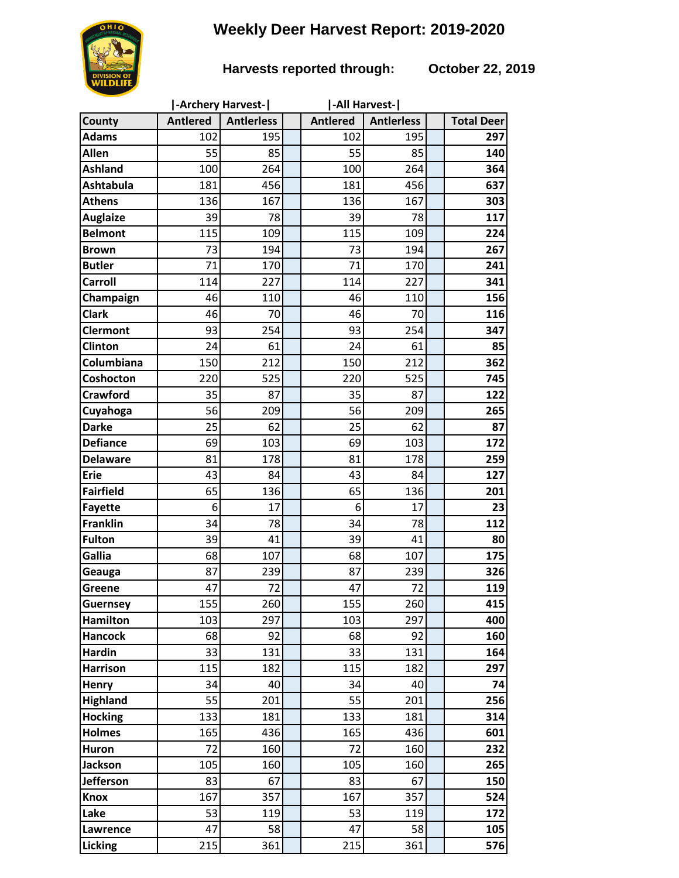# Weekly Deer Harvest Report: 2019-2020

**Harvests reported through: October 22, 2019**

| County | \|-Archery Harvest-\| | | | \|-All Harvest-\| | | | |
|---|---|---|---|---|---|---|---|
| | Antlered | Antlerless | | Antlered | Antlerless | | Total Deer |
| Adams | 102 | 195 | | 102 | 195 | | **297** |
| Allen | 55 | 85 | | 55 | 85 | | **140** |
| Ashland | 100 | 264 | | 100 | 264 | | **364** |
| Ashtabula | 181 | 456 | | 181 | 456 | | **637** |
| Athens | 136 | 167 | | 136 | 167 | | **303** |
| Auglaize | 39 | 78 | | 39 | 78 | | **117** |
| Belmont | 115 | 109 | | 115 | 109 | | **224** |
| Brown | 73 | 194 | | 73 | 194 | | **267** |
| Butler | 71 | 170 | | 71 | 170 | | **241** |
| Carroll | 114 | 227 | | 114 | 227 | | **341** |
| Champaign | 46 | 110 | | 46 | 110 | | **156** |
| Clark | 46 | 70 | | 46 | 70 | | **116** |
| Clermont | 93 | 254 | | 93 | 254 | | **347** |
| Clinton | 24 | 61 | | 24 | 61 | | **85** |
| Columbiana | 150 | 212 | | 150 | 212 | | **362** |
| Coshocton | 220 | 525 | | 220 | 525 | | **745** |
| Crawford | 35 | 87 | | 35 | 87 | | **122** |
| Cuyahoga | 56 | 209 | | 56 | 209 | | **265** |
| Darke | 25 | 62 | | 25 | 62 | | **87** |
| Defiance | 69 | 103 | | 69 | 103 | | **172** |
| Delaware | 81 | 178 | | 81 | 178 | | **259** |
| Erie | 43 | 84 | | 43 | 84 | | **127** |
| Fairfield | 65 | 136 | | 65 | 136 | | **201** |
| Fayette | 6 | 17 | | 6 | 17 | | **23** |
| Franklin | 34 | 78 | | 34 | 78 | | **112** |
| Fulton | 39 | 41 | | 39 | 41 | | **80** |
| Gallia | 68 | 107 | | 68 | 107 | | **175** |
| Geauga | 87 | 239 | | 87 | 239 | | **326** |
| Greene | 47 | 72 | | 47 | 72 | | **119** |
| Guernsey | 155 | 260 | | 155 | 260 | | **415** |
| Hamilton | 103 | 297 | | 103 | 297 | | **400** |
| Hancock | 68 | 92 | | 68 | 92 | | **160** |
| Hardin | 33 | 131 | | 33 | 131 | | **164** |
| Harrison | 115 | 182 | | 115 | 182 | | **297** |
| Henry | 34 | 40 | | 34 | 40 | | **74** |
| Highland | 55 | 201 | | 55 | 201 | | **256** |
| Hocking | 133 | 181 | | 133 | 181 | | **314** |
| Holmes | 165 | 436 | | 165 | 436 | | **601** |
| Huron | 72 | 160 | | 72 | 160 | | **232** |
| Jackson | 105 | 160 | | 105 | 160 | | **265** |
| Jefferson | 83 | 67 | | 83 | 67 | | **150** |
| Knox | 167 | 357 | | 167 | 357 | | **524** |
| Lake | 53 | 119 | | 53 | 119 | | **172** |
| Lawrence | 47 | 58 | | 47 | 58 | | **105** |
| Licking | 215 | 361 | | 215 | 361 | | **576** |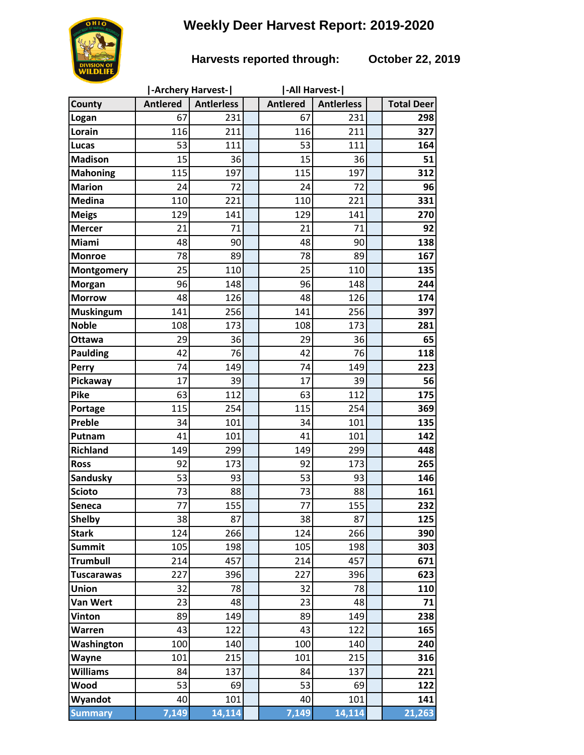# Weekly Deer Harvest Report: 2019-2020

**Harvests reported through: October 22, 2019**

| County | \|-Archery Harvest-\| Antlered | Antlerless | | \|-All Harvest-\| Antlered | Antlerless | | Total Deer |
|---|---|---|---|---|---|---|---|
| Logan | 67 | 231 | | 67 | 231 | | **298** |
| Lorain | 116 | 211 | | 116 | 211 | | **327** |
| Lucas | 53 | 111 | | 53 | 111 | | **164** |
| Madison | 15 | 36 | | 15 | 36 | | **51** |
| Mahoning | 115 | 197 | | 115 | 197 | | **312** |
| Marion | 24 | 72 | | 24 | 72 | | **96** |
| Medina | 110 | 221 | | 110 | 221 | | **331** |
| Meigs | 129 | 141 | | 129 | 141 | | **270** |
| Mercer | 21 | 71 | | 21 | 71 | | **92** |
| Miami | 48 | 90 | | 48 | 90 | | **138** |
| Monroe | 78 | 89 | | 78 | 89 | | **167** |
| Montgomery | 25 | 110 | | 25 | 110 | | **135** |
| Morgan | 96 | 148 | | 96 | 148 | | **244** |
| Morrow | 48 | 126 | | 48 | 126 | | **174** |
| Muskingum | 141 | 256 | | 141 | 256 | | **397** |
| Noble | 108 | 173 | | 108 | 173 | | **281** |
| Ottawa | 29 | 36 | | 29 | 36 | | **65** |
| Paulding | 42 | 76 | | 42 | 76 | | **118** |
| Perry | 74 | 149 | | 74 | 149 | | **223** |
| Pickaway | 17 | 39 | | 17 | 39 | | **56** |
| Pike | 63 | 112 | | 63 | 112 | | **175** |
| Portage | 115 | 254 | | 115 | 254 | | **369** |
| Preble | 34 | 101 | | 34 | 101 | | **135** |
| Putnam | 41 | 101 | | 41 | 101 | | **142** |
| Richland | 149 | 299 | | 149 | 299 | | **448** |
| Ross | 92 | 173 | | 92 | 173 | | **265** |
| Sandusky | 53 | 93 | | 53 | 93 | | **146** |
| Scioto | 73 | 88 | | 73 | 88 | | **161** |
| Seneca | 77 | 155 | | 77 | 155 | | **232** |
| Shelby | 38 | 87 | | 38 | 87 | | **125** |
| Stark | 124 | 266 | | 124 | 266 | | **390** |
| Summit | 105 | 198 | | 105 | 198 | | **303** |
| Trumbull | 214 | 457 | | 214 | 457 | | **671** |
| Tuscarawas | 227 | 396 | | 227 | 396 | | **623** |
| Union | 32 | 78 | | 32 | 78 | | **110** |
| Van Wert | 23 | 48 | | 23 | 48 | | **71** |
| Vinton | 89 | 149 | | 89 | 149 | | **238** |
| Warren | 43 | 122 | | 43 | 122 | | **165** |
| Washington | 100 | 140 | | 100 | 140 | | **240** |
| Wayne | 101 | 215 | | 101 | 215 | | **316** |
| Williams | 84 | 137 | | 84 | 137 | | **221** |
| Wood | 53 | 69 | | 53 | 69 | | **122** |
| Wyandot | 40 | 101 | | 40 | 101 | | **141** |
| **Summary** | **7,149** | **14,114** | | **7,149** | **14,114** | | **21,263** |